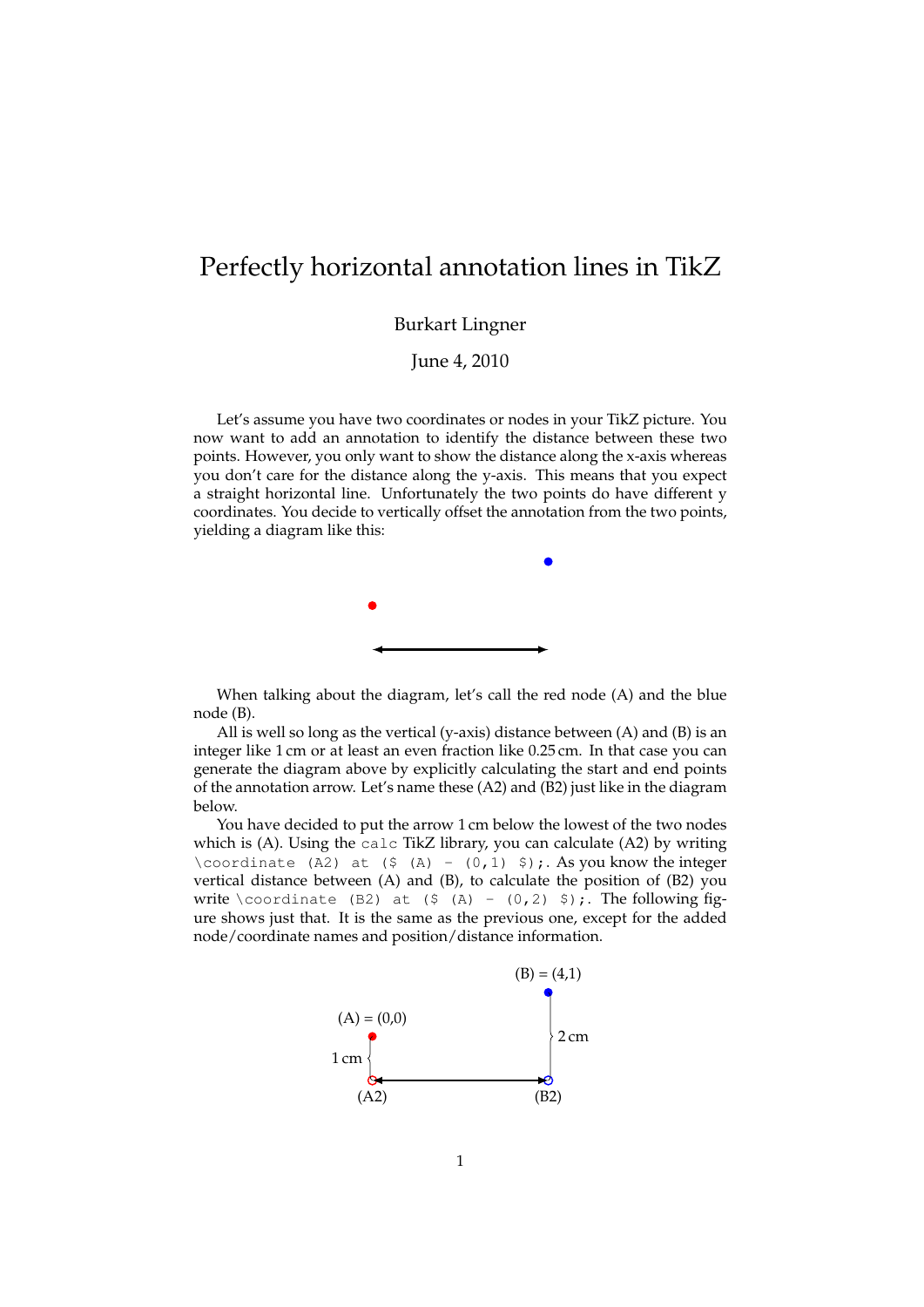# Perfectly horizontal annotation lines in TikZ

Burkart Lingner

June 4, 2010

Let's assume you have two coordinates or nodes in your TikZ picture. You now want to add an annotation to identify the distance between these two points. However, you only want to show the distance along the x-axis whereas you don't care for the distance along the y-axis. This means that you expect a straight horizontal line. Unfortunately the two points do have different y coordinates. You decide to vertically offset the annotation from the two points, yielding a diagram like this:

When talking about the diagram, let's call the red node (A) and the blue node (B).

All is well so long as the vertical (y-axis) distance between (A) and (B) is an integer like 1 cm or at least an even fraction like 0.25 cm. In that case you can generate the diagram above by explicitly calculating the start and end points of the annotation arrow. Let's name these (A2) and (B2) just like in the diagram below.

You have decided to put the arrow 1 cm below the lowest of the two nodes which is (A). Using the `calc` TikZ library, you can calculate (A2) by writing `\coordinate (A2) at ($ (A) - (0,1) $);`. As you know the integer vertical distance between (A) and (B), to calculate the position of (B2) you write `\coordinate (B2) at ($ (A) - (0,2) $);`. The following figure shows just that. It is the same as the previous one, except for the added node/coordinate names and position/distance information.

(B) = (4,1)

(A) = (0,0)

2 cm

1 cm

(A2)

(B2)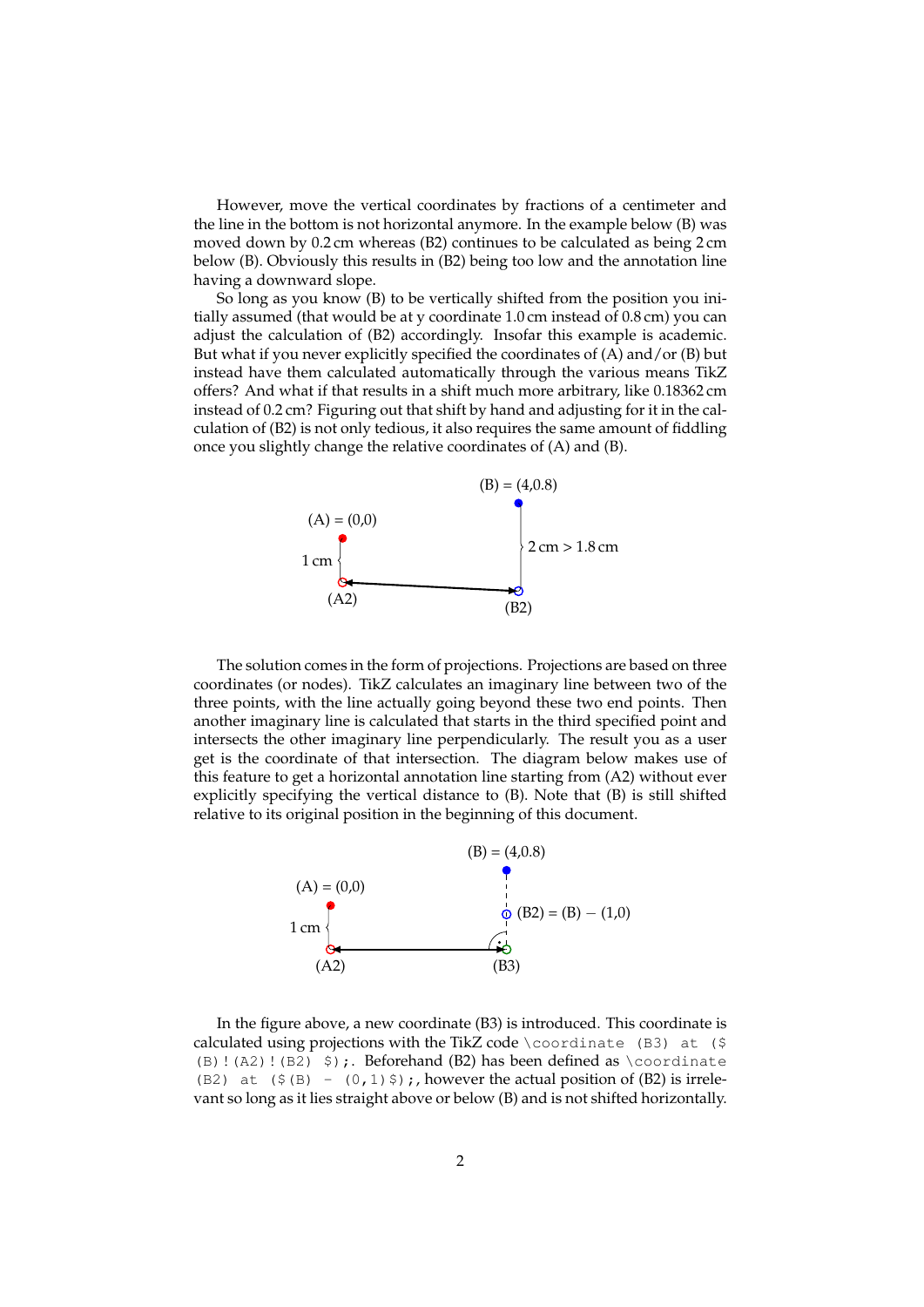However, move the vertical coordinates by fractions of a centimeter and the line in the bottom is not horizontal anymore. In the example below (B) was moved down by 0.2 cm whereas (B2) continues to be calculated as being 2 cm below (B). Obviously this results in (B2) being too low and the annotation line having a downward slope.

So long as you know (B) to be vertically shifted from the position you initially assumed (that would be at y coordinate 1.0 cm instead of 0.8 cm) you can adjust the calculation of (B2) accordingly. Insofar this example is academic. But what if you never explicitly specified the coordinates of (A) and/or (B) but instead have them calculated automatically through the various means TikZ offers? And what if that results in a shift much more arbitrary, like 0.18362 cm instead of 0.2 cm? Figuring out that shift by hand and adjusting for it in the calculation of (B2) is not only tedious, it also requires the same amount of fiddling once you slightly change the relative coordinates of (A) and (B).

The solution comes in the form of projections. Projections are based on three coordinates (or nodes). TikZ calculates an imaginary line between two of the three points, with the line actually going beyond these two end points. Then another imaginary line is calculated that starts in the third specified point and intersects the other imaginary line perpendicularly. The result you as a user get is the coordinate of that intersection. The diagram below makes use of this feature to get a horizontal annotation line starting from (A2) without ever explicitly specifying the vertical distance to (B). Note that (B) is still shifted relative to its original position in the beginning of this document.

In the figure above, a new coordinate (B3) is introduced. This coordinate is calculated using projections with the TikZ code `\coordinate (B3) at ($(B)!(A2)!(B2)$);`. Beforehand (B2) has been defined as `\coordinate (B2) at ($(B) - (0,1)$);`, however the actual position of (B2) is irrelevant so long as it lies straight above or below (B) and is not shifted horizontally.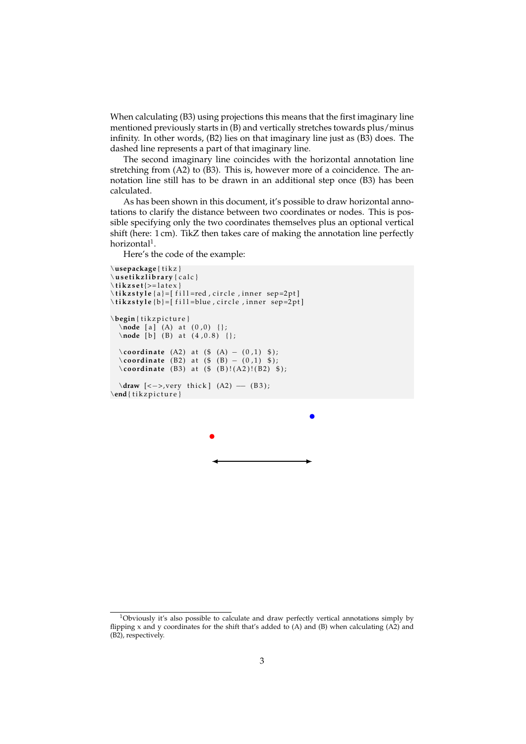When calculating (B3) using projections this means that the first imaginary line mentioned previously starts in (B) and vertically stretches towards plus/minus infinity. In other words, (B2) lies on that imaginary line just as (B3) does. The dashed line represents a part of that imaginary line.

The second imaginary line coincides with the horizontal annotation line stretching from (A2) to (B3). This is, however more of a coincidence. The annotation line still has to be drawn in an additional step once (B3) has been calculated.

As has been shown in this document, it's possible to draw horizontal annotations to clarify the distance between two coordinates or nodes. This is possible specifying only the two coordinates themselves plus an optional vertical shift (here: 1 cm). TikZ then takes care of making the annotation line perfectly horizontal[1].

Here's the code of the example:

```
\usepackage{tikz}
\usetikzlibrary{calc}
\tikzset{>=latex}
\tikzstyle{a}=[fill=red,circle,inner sep=2pt]
\tikzstyle{b}=[fill=blue,circle,inner sep=2pt]

\begin{tikzpicture}
  \node [a] (A) at (0,0) {};
  \node [b] (B) at (4,0.8) {};

  \coordinate (A2) at ($ (A) - (0,1) $);
  \coordinate (B2) at ($ (B) - (0,1) $);
  \coordinate (B3) at ($ (B)!(A2)!(B2) $);

  \draw [<->,very thick] (A2) -- (B3);
\end{tikzpicture}
```

[1] Obviously it's also possible to calculate and draw perfectly vertical annotations simply by flipping x and y coordinates for the shift that's added to (A) and (B) when calculating (A2) and (B2), respectively.